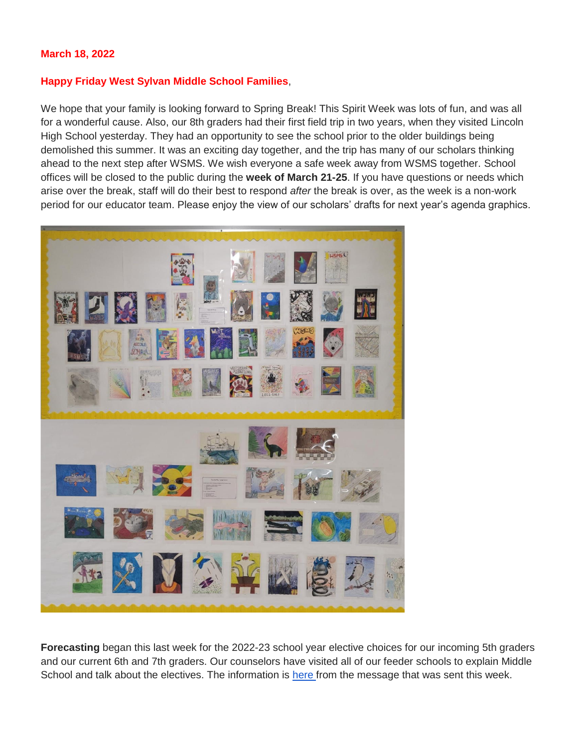**March 18, 2022**

**Happy Friday West Sylvan Middle School Families**,

We hope that your family is looking forward to Spring Break! This Spirit Week was lots of fun, and was all for a wonderful cause. Also, our 8th graders had their first field trip in two years, when they visited Lincoln High School yesterday. They had an opportunity to see the school prior to the older buildings being demolished this summer. It was an exciting day together, and the trip has many of our scholars thinking ahead to the next step after WSMS. We wish everyone a safe week away from WSMS together. School offices will be closed to the public during the **week of March 21-25**. If you have questions or needs which arise over the break, staff will do their best to respond *after* the break is over, as the week is a non-work period for our educator team. Please enjoy the view of our scholars' drafts for next year's agenda graphics.

**Forecasting** began this last week for the 2022-23 school year elective choices for our incoming 5th graders and our current 6th and 7th graders. Our counselors have visited all of our feeder schools to explain Middle School and talk about the electives. The information is [here](here) from the message that was sent this week.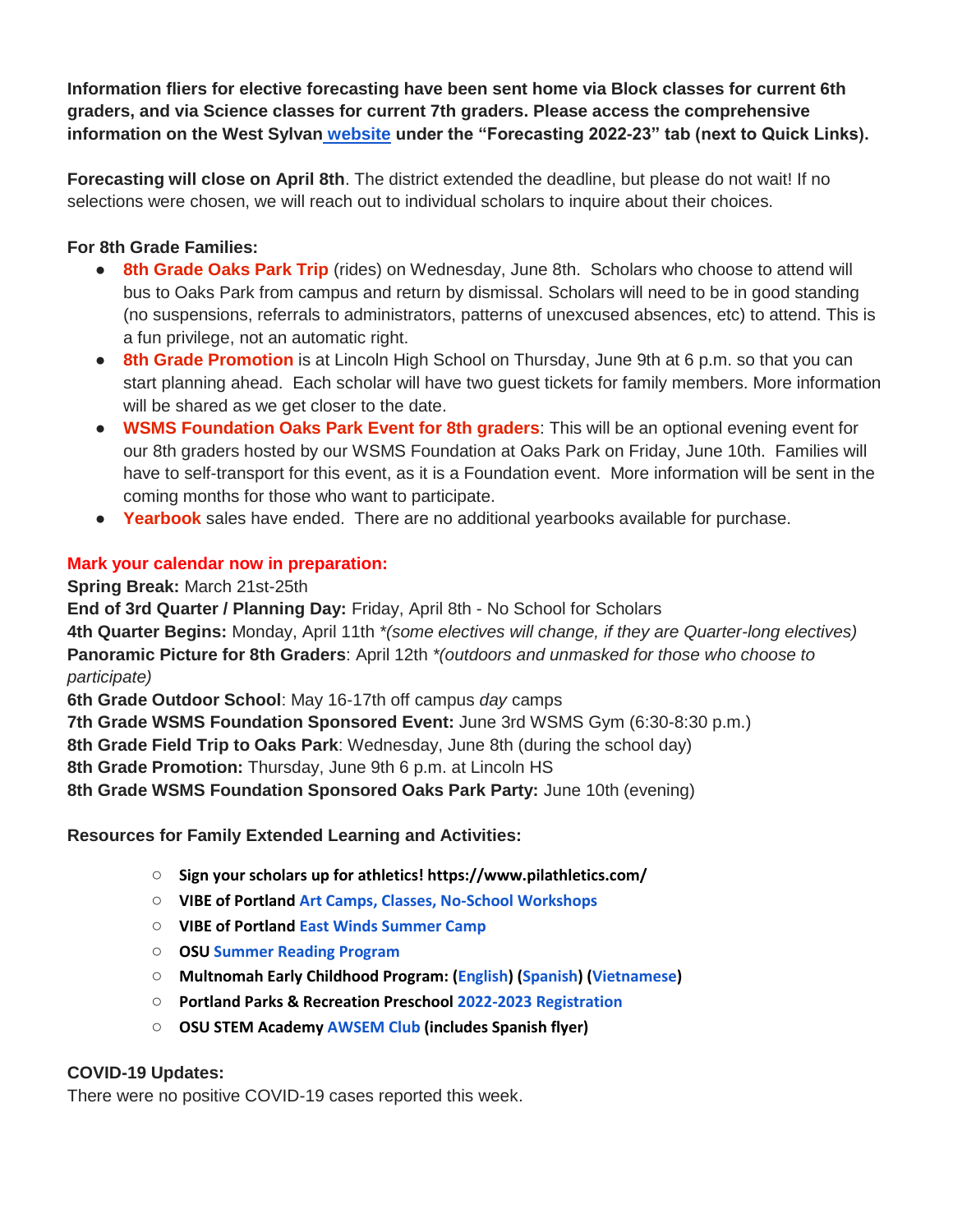**Information fliers for elective forecasting have been sent home via Block classes for current 6th graders, and via Science classes for current 7th graders. Please access the comprehensive information on the West Sylvan website under the "Forecasting 2022-23" tab (next to Quick Links).**

**Forecasting will close on April 8th**. The district extended the deadline, but please do not wait! If no selections were chosen, we will reach out to individual scholars to inquire about their choices.

**For 8th Grade Families:**

- **8th Grade Oaks Park Trip** (rides) on Wednesday, June 8th. Scholars who choose to attend will bus to Oaks Park from campus and return by dismissal. Scholars will need to be in good standing (no suspensions, referrals to administrators, patterns of unexcused absences, etc) to attend. This is a fun privilege, not an automatic right.
- **8th Grade Promotion** is at Lincoln High School on Thursday, June 9th at 6 p.m. so that you can start planning ahead. Each scholar will have two guest tickets for family members. More information will be shared as we get closer to the date.
- **WSMS Foundation Oaks Park Event for 8th graders**: This will be an optional evening event for our 8th graders hosted by our WSMS Foundation at Oaks Park on Friday, June 10th. Families will have to self-transport for this event, as it is a Foundation event. More information will be sent in the coming months for those who want to participate.
- **Yearbook** sales have ended. There are no additional yearbooks available for purchase.

**Mark your calendar now in preparation:**

**Spring Break:** March 21st-25th
**End of 3rd Quarter / Planning Day:** Friday, April 8th - No School for Scholars
**4th Quarter Begins:** Monday, April 11th *\*(some electives will change, if they are Quarter-long electives)*
**Panoramic Picture for 8th Graders**: April 12th *\*(outdoors and unmasked for those who choose to participate)*
**6th Grade Outdoor School**: May 16-17th off campus *day* camps
**7th Grade WSMS Foundation Sponsored Event:** June 3rd WSMS Gym (6:30-8:30 p.m.)
**8th Grade Field Trip to Oaks Park**: Wednesday, June 8th (during the school day)
**8th Grade Promotion:** Thursday, June 9th 6 p.m. at Lincoln HS
**8th Grade WSMS Foundation Sponsored Oaks Park Party:** June 10th (evening)

**Resources for Family Extended Learning and Activities:**

- **Sign your scholars up for athletics! https://www.pilathletics.com/**
- **VIBE of Portland** Art Camps, Classes, No-School Workshops
- **VIBE of Portland** East Winds Summer Camp
- **OSU** Summer Reading Program
- **Multnomah Early Childhood Program: (**English**) (**Spanish**) (**Vietnamese**)**
- **Portland Parks & Recreation Preschool** 2022-2023 Registration
- **OSU STEM Academy** AWSEM Club **(includes Spanish flyer)**

**COVID-19 Updates:**
There were no positive COVID-19 cases reported this week.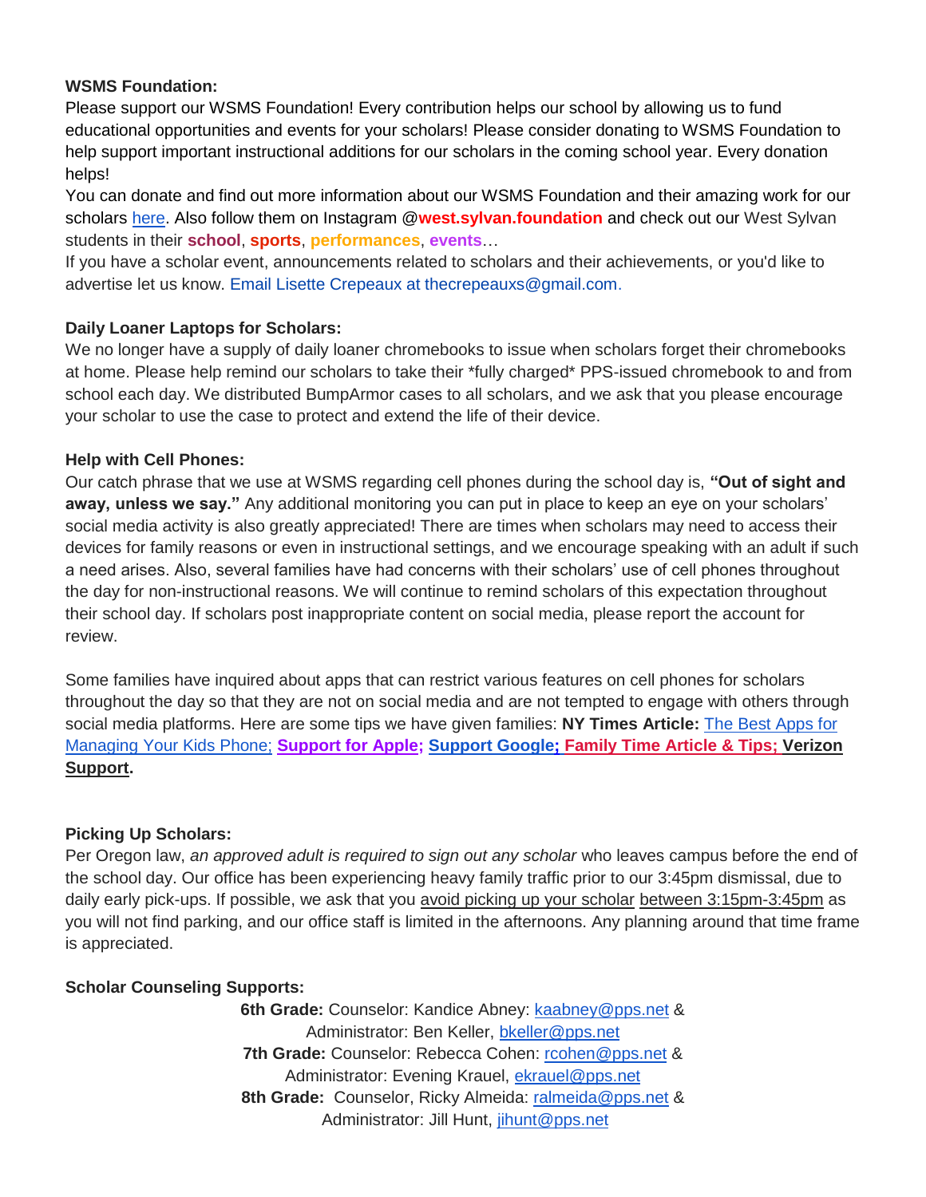**WSMS Foundation:**
Please support our WSMS Foundation! Every contribution helps our school by allowing us to fund educational opportunities and events for your scholars! Please consider donating to WSMS Foundation to help support important instructional additions for our scholars in the coming school year. Every donation helps!
You can donate and find out more information about our WSMS Foundation and their amazing work for our scholars here. Also follow them on Instagram @**west.sylvan.foundation** and check out our West Sylvan students in their **school**, **sports**, **performances**, **events**…
If you have a scholar event, announcements related to scholars and their achievements, or you'd like to advertise let us know. Email Lisette Crepeaux at thecrepeauxs@gmail.com.

**Daily Loaner Laptops for Scholars:**
We no longer have a supply of daily loaner chromebooks to issue when scholars forget their chromebooks at home. Please help remind our scholars to take their *fully charged* PPS-issued chromebook to and from school each day. We distributed BumpArmor cases to all scholars, and we ask that you please encourage your scholar to use the case to protect and extend the life of their device.

**Help with Cell Phones:**
Our catch phrase that we use at WSMS regarding cell phones during the school day is, **"Out of sight and away, unless we say."** Any additional monitoring you can put in place to keep an eye on your scholars' social media activity is also greatly appreciated! There are times when scholars may need to access their devices for family reasons or even in instructional settings, and we encourage speaking with an adult if such a need arises. Also, several families have had concerns with their scholars' use of cell phones throughout the day for non-instructional reasons. We will continue to remind scholars of this expectation throughout their school day. If scholars post inappropriate content on social media, please report the account for review.

Some families have inquired about apps that can restrict various features on cell phones for scholars throughout the day so that they are not on social media and are not tempted to engage with others through social media platforms. Here are some tips we have given families: **NY Times Article:** The Best Apps for Managing Your Kids Phone; **Support for Apple; Support Google; Family Time Article & Tips; Verizon Support.**

**Picking Up Scholars:**
Per Oregon law, *an approved adult is required to sign out any scholar* who leaves campus before the end of the school day. Our office has been experiencing heavy family traffic prior to our 3:45pm dismissal, due to daily early pick-ups. If possible, we ask that you avoid picking up your scholar between 3:15pm-3:45pm as you will not find parking, and our office staff is limited in the afternoons. Any planning around that time frame is appreciated.

**Scholar Counseling Supports:**

**6th Grade:** Counselor: Kandice Abney: kaabney@pps.net &
Administrator: Ben Keller, bkeller@pps.net
**7th Grade:** Counselor: Rebecca Cohen: rcohen@pps.net &
Administrator: Evening Krauel, ekrauel@pps.net
**8th Grade:** Counselor, Ricky Almeida: ralmeida@pps.net &
Administrator: Jill Hunt, jihunt@pps.net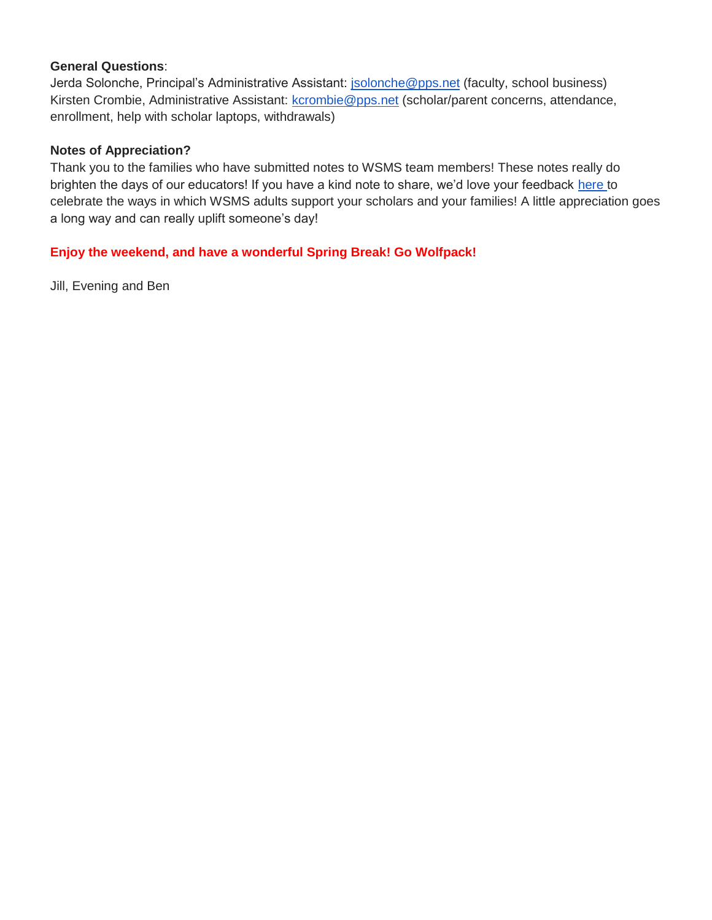**General Questions**:
Jerda Solonche, Principal's Administrative Assistant: [jsolonche@pps.net](mailto:jsolonche@pps.net) (faculty, school business)
Kirsten Crombie, Administrative Assistant: [kcrombie@pps.net](mailto:kcrombie@pps.net) (scholar/parent concerns, attendance, enrollment, help with scholar laptops, withdrawals)

**Notes of Appreciation?**
Thank you to the families who have submitted notes to WSMS team members! These notes really do brighten the days of our educators! If you have a kind note to share, we'd love your feedback here to celebrate the ways in which WSMS adults support your scholars and your families! A little appreciation goes a long way and can really uplift someone's day!

**Enjoy the weekend, and have a wonderful Spring Break! Go Wolfpack!**

Jill, Evening and Ben